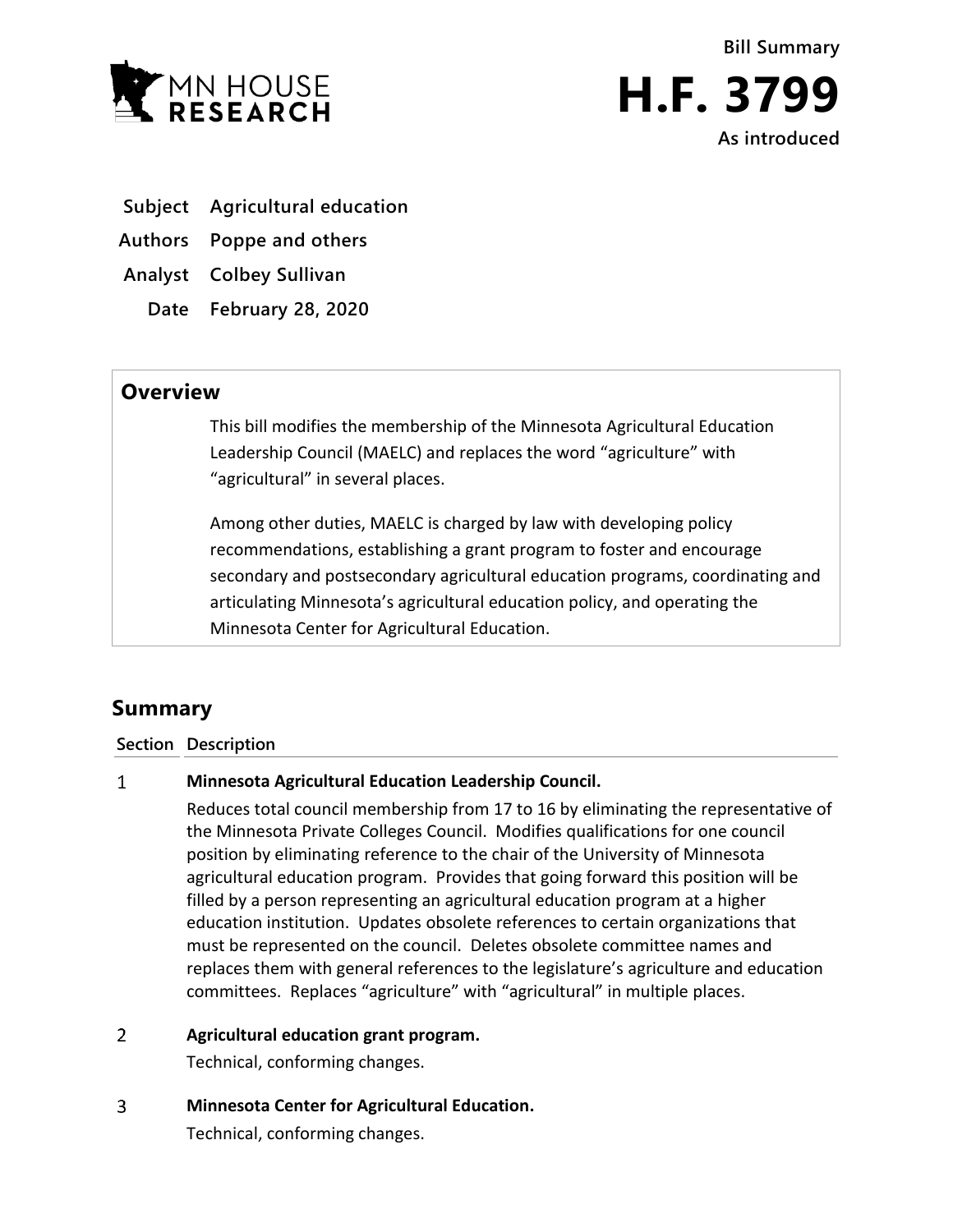MN HOUSE RESEARCH

Bill Summary

# H.F. 3799

As introduced

**Subject** Agricultural education

**Authors** Poppe and others

**Analyst** Colbey Sullivan

**Date** February 28, 2020

## Overview

This bill modifies the membership of the Minnesota Agricultural Education Leadership Council (MAELC) and replaces the word "agriculture" with "agricultural" in several places.

Among other duties, MAELC is charged by law with developing policy recommendations, establishing a grant program to foster and encourage secondary and postsecondary agricultural education programs, coordinating and articulating Minnesota's agricultural education policy, and operating the Minnesota Center for Agricultural Education.

## Summary

| Section | Description |
|---|---|
| 1 | **Minnesota Agricultural Education Leadership Council.** Reduces total council membership from 17 to 16 by eliminating the representative of the Minnesota Private Colleges Council. Modifies qualifications for one council position by eliminating reference to the chair of the University of Minnesota agricultural education program. Provides that going forward this position will be filled by a person representing an agricultural education program at a higher education institution. Updates obsolete references to certain organizations that must be represented on the council. Deletes obsolete committee names and replaces them with general references to the legislature's agriculture and education committees. Replaces "agriculture" with "agricultural" in multiple places. |
| 2 | **Agricultural education grant program.** Technical, conforming changes. |
| 3 | **Minnesota Center for Agricultural Education.** Technical, conforming changes. |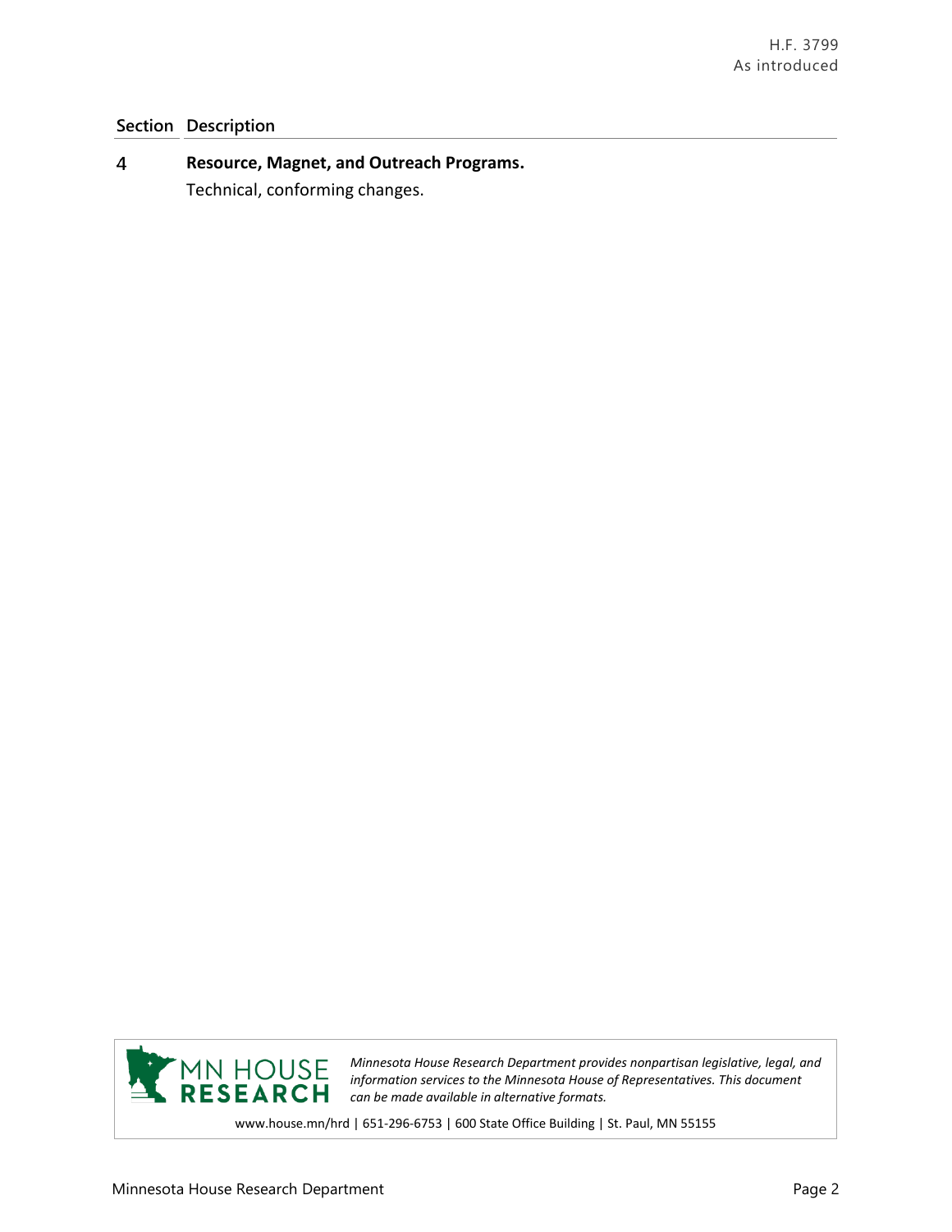| Section | Description |
| --- | --- |
| 4 | **Resource, Magnet, and Outreach Programs.** Technical, conforming changes. |

MN HOUSE RESEARCH

*Minnesota House Research Department provides nonpartisan legislative, legal, and information services to the Minnesota House of Representatives. This document can be made available in alternative formats.*

www.house.mn/hrd | 651-296-6753 | 600 State Office Building | St. Paul, MN 55155